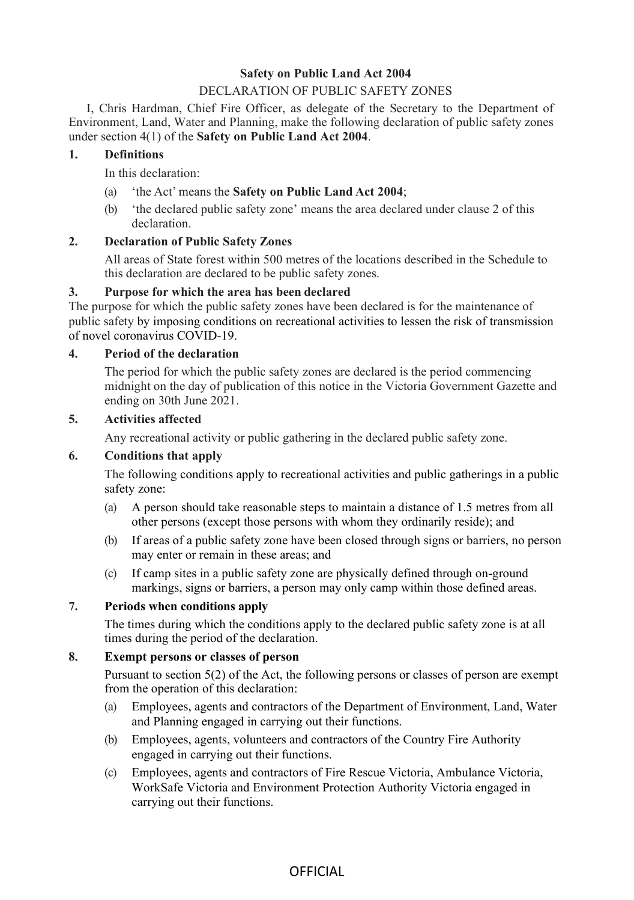**Safety on Public Land Act 2004**

DECLARATION OF PUBLIC SAFETY ZONES

I, Chris Hardman, Chief Fire Officer, as delegate of the Secretary to the Department of Environment, Land, Water and Planning, make the following declaration of public safety zones under section 4(1) of the **Safety on Public Land Act 2004**.

**1. Definitions**

In this declaration:

(a) 'the Act' means the **Safety on Public Land Act 2004**;

(b) 'the declared public safety zone' means the area declared under clause 2 of this declaration.

**2. Declaration of Public Safety Zones**

All areas of State forest within 500 metres of the locations described in the Schedule to this declaration are declared to be public safety zones.

**3. Purpose for which the area has been declared**

The purpose for which the public safety zones have been declared is for the maintenance of public safety by imposing conditions on recreational activities to lessen the risk of transmission of novel coronavirus COVID-19.

**4. Period of the declaration**

The period for which the public safety zones are declared is the period commencing midnight on the day of publication of this notice in the Victoria Government Gazette and ending on 30th June 2021.

**5. Activities affected**

Any recreational activity or public gathering in the declared public safety zone.

**6. Conditions that apply**

The following conditions apply to recreational activities and public gatherings in a public safety zone:

(a) A person should take reasonable steps to maintain a distance of 1.5 metres from all other persons (except those persons with whom they ordinarily reside); and

(b) If areas of a public safety zone have been closed through signs or barriers, no person may enter or remain in these areas; and

(c) If camp sites in a public safety zone are physically defined through on-ground markings, signs or barriers, a person may only camp within those defined areas.

**7. Periods when conditions apply**

The times during which the conditions apply to the declared public safety zone is at all times during the period of the declaration.

**8. Exempt persons or classes of person**

Pursuant to section 5(2) of the Act, the following persons or classes of person are exempt from the operation of this declaration:

(a) Employees, agents and contractors of the Department of Environment, Land, Water and Planning engaged in carrying out their functions.

(b) Employees, agents, volunteers and contractors of the Country Fire Authority engaged in carrying out their functions.

(c) Employees, agents and contractors of Fire Rescue Victoria, Ambulance Victoria, WorkSafe Victoria and Environment Protection Authority Victoria engaged in carrying out their functions.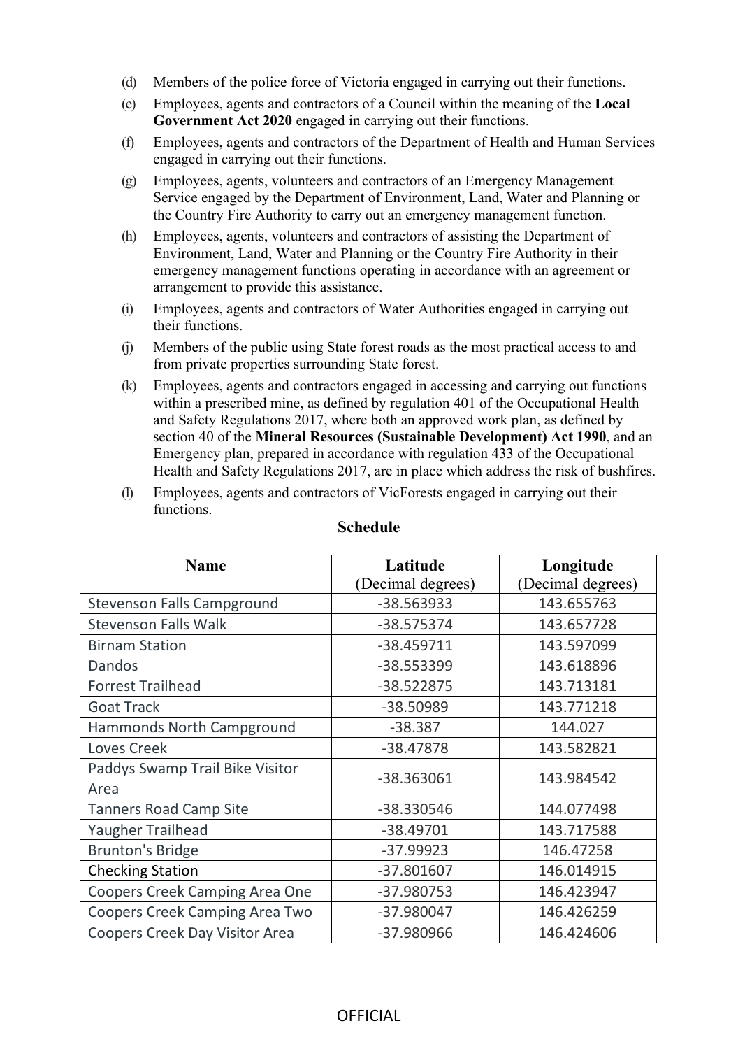(d) Members of the police force of Victoria engaged in carrying out their functions.

(e) Employees, agents and contractors of a Council within the meaning of the **Local Government Act 2020** engaged in carrying out their functions.

(f) Employees, agents and contractors of the Department of Health and Human Services engaged in carrying out their functions.

(g) Employees, agents, volunteers and contractors of an Emergency Management Service engaged by the Department of Environment, Land, Water and Planning or the Country Fire Authority to carry out an emergency management function.

(h) Employees, agents, volunteers and contractors of assisting the Department of Environment, Land, Water and Planning or the Country Fire Authority in their emergency management functions operating in accordance with an agreement or arrangement to provide this assistance.

(i) Employees, agents and contractors of Water Authorities engaged in carrying out their functions.

(j) Members of the public using State forest roads as the most practical access to and from private properties surrounding State forest.

(k) Employees, agents and contractors engaged in accessing and carrying out functions within a prescribed mine, as defined by regulation 401 of the Occupational Health and Safety Regulations 2017, where both an approved work plan, as defined by section 40 of the **Mineral Resources (Sustainable Development) Act 1990**, and an Emergency plan, prepared in accordance with regulation 433 of the Occupational Health and Safety Regulations 2017, are in place which address the risk of bushfires.

(l) Employees, agents and contractors of VicForests engaged in carrying out their functions.

## Schedule

| Name | Latitude (Decimal degrees) | Longitude (Decimal degrees) |
|---|---|---|
| Stevenson Falls Campground | -38.563933 | 143.655763 |
| Stevenson Falls Walk | -38.575374 | 143.657728 |
| Birnam Station | -38.459711 | 143.597099 |
| Dandos | -38.553399 | 143.618896 |
| Forrest Trailhead | -38.522875 | 143.713181 |
| Goat Track | -38.50989 | 143.771218 |
| Hammonds North Campground | -38.387 | 144.027 |
| Loves Creek | -38.47878 | 143.582821 |
| Paddys Swamp Trail Bike Visitor Area | -38.363061 | 143.984542 |
| Tanners Road Camp Site | -38.330546 | 144.077498 |
| Yaugher Trailhead | -38.49701 | 143.717588 |
| Brunton's Bridge | -37.99923 | 146.47258 |
| Checking Station | -37.801607 | 146.014915 |
| Coopers Creek Camping Area One | -37.980753 | 146.423947 |
| Coopers Creek Camping Area Two | -37.980047 | 146.426259 |
| Coopers Creek Day Visitor Area | -37.980966 | 146.424606 |

OFFICIAL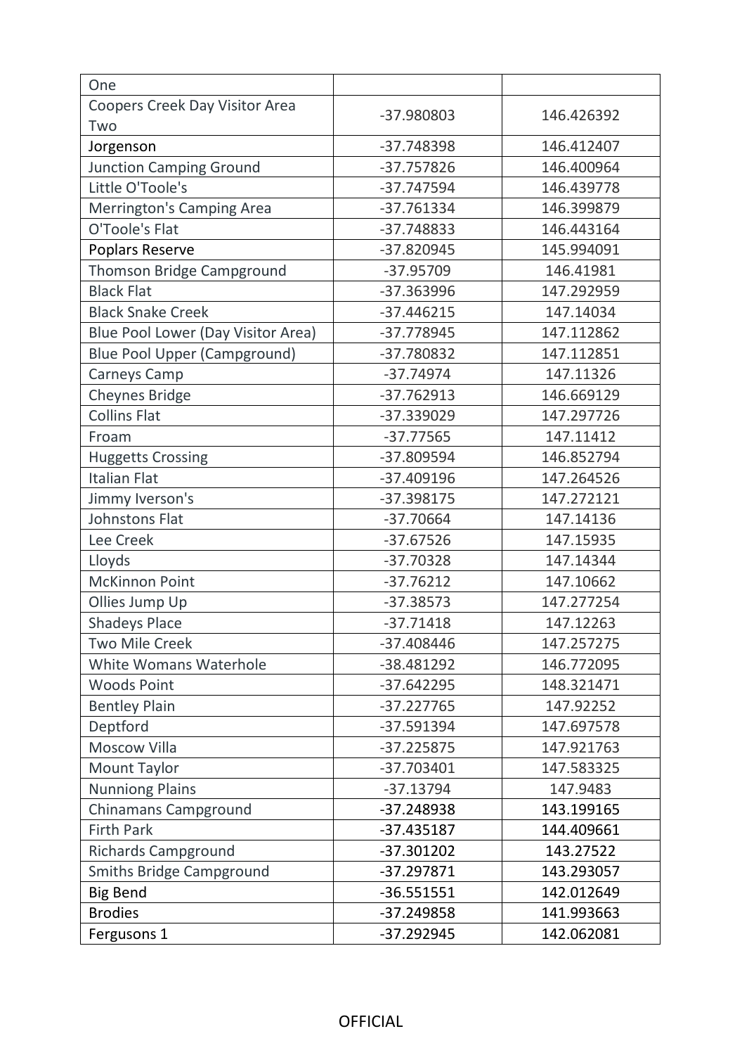| One | | |
|---|---|---|
| Coopers Creek Day Visitor Area Two | -37.980803 | 146.426392 |
| Jorgenson | -37.748398 | 146.412407 |
| Junction Camping Ground | -37.757826 | 146.400964 |
| Little O'Toole's | -37.747594 | 146.439778 |
| Merrington's Camping Area | -37.761334 | 146.399879 |
| O'Toole's Flat | -37.748833 | 146.443164 |
| Poplars Reserve | -37.820945 | 145.994091 |
| Thomson Bridge Campground | -37.95709 | 146.41981 |
| Black Flat | -37.363996 | 147.292959 |
| Black Snake Creek | -37.446215 | 147.14034 |
| Blue Pool Lower (Day Visitor Area) | -37.778945 | 147.112862 |
| Blue Pool Upper (Campground) | -37.780832 | 147.112851 |
| Carneys Camp | -37.74974 | 147.11326 |
| Cheynes Bridge | -37.762913 | 146.669129 |
| Collins Flat | -37.339029 | 147.297726 |
| Froam | -37.77565 | 147.11412 |
| Huggetts Crossing | -37.809594 | 146.852794 |
| Italian Flat | -37.409196 | 147.264526 |
| Jimmy Iverson's | -37.398175 | 147.272121 |
| Johnstons Flat | -37.70664 | 147.14136 |
| Lee Creek | -37.67526 | 147.15935 |
| Lloyds | -37.70328 | 147.14344 |
| McKinnon Point | -37.76212 | 147.10662 |
| Ollies Jump Up | -37.38573 | 147.277254 |
| Shadeys Place | -37.71418 | 147.12263 |
| Two Mile Creek | -37.408446 | 147.257275 |
| White Womans Waterhole | -38.481292 | 146.772095 |
| Woods Point | -37.642295 | 148.321471 |
| Bentley Plain | -37.227765 | 147.92252 |
| Deptford | -37.591394 | 147.697578 |
| Moscow Villa | -37.225875 | 147.921763 |
| Mount Taylor | -37.703401 | 147.583325 |
| Nunniong Plains | -37.13794 | 147.9483 |
| Chinamans Campground | -37.248938 | 143.199165 |
| Firth Park | -37.435187 | 144.409661 |
| Richards Campground | -37.301202 | 143.27522 |
| Smiths Bridge Campground | -37.297871 | 143.293057 |
| Big Bend | -36.551551 | 142.012649 |
| Brodies | -37.249858 | 141.993663 |
| Fergusons 1 | -37.292945 | 142.062081 |

OFFICIAL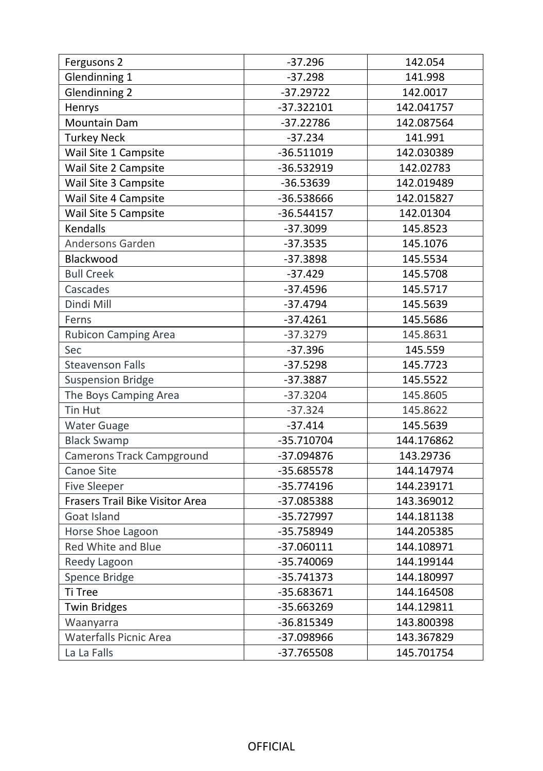| Fergusons 2 | -37.296 | 142.054 |
|---|---|---|
| Glendinning 1 | -37.298 | 141.998 |
| Glendinning 2 | -37.29722 | 142.0017 |
| Henrys | -37.322101 | 142.041757 |
| Mountain Dam | -37.22786 | 142.087564 |
| Turkey Neck | -37.234 | 141.991 |
| Wail Site 1 Campsite | -36.511019 | 142.030389 |
| Wail Site 2 Campsite | -36.532919 | 142.02783 |
| Wail Site 3 Campsite | -36.53639 | 142.019489 |
| Wail Site 4 Campsite | -36.538666 | 142.015827 |
| Wail Site 5 Campsite | -36.544157 | 142.01304 |
| Kendalls | -37.3099 | 145.8523 |
| Andersons Garden | -37.3535 | 145.1076 |
| Blackwood | -37.3898 | 145.5534 |
| Bull Creek | -37.429 | 145.5708 |
| Cascades | -37.4596 | 145.5717 |
| Dindi Mill | -37.4794 | 145.5639 |
| Ferns | -37.4261 | 145.5686 |
| Rubicon Camping Area | -37.3279 | 145.8631 |
| Sec | -37.396 | 145.559 |
| Steavenson Falls | -37.5298 | 145.7723 |
| Suspension Bridge | -37.3887 | 145.5522 |
| The Boys Camping Area | -37.3204 | 145.8605 |
| Tin Hut | -37.324 | 145.8622 |
| Water Guage | -37.414 | 145.5639 |
| Black Swamp | -35.710704 | 144.176862 |
| Camerons Track Campground | -37.094876 | 143.29736 |
| Canoe Site | -35.685578 | 144.147974 |
| Five Sleeper | -35.774196 | 144.239171 |
| Frasers Trail Bike Visitor Area | -37.085388 | 143.369012 |
| Goat Island | -35.727997 | 144.181138 |
| Horse Shoe Lagoon | -35.758949 | 144.205385 |
| Red White and Blue | -37.060111 | 144.108971 |
| Reedy Lagoon | -35.740069 | 144.199144 |
| Spence Bridge | -35.741373 | 144.180997 |
| Ti Tree | -35.683671 | 144.164508 |
| Twin Bridges | -35.663269 | 144.129811 |
| Waanyarra | -36.815349 | 143.800398 |
| Waterfalls Picnic Area | -37.098966 | 143.367829 |
| La La Falls | -37.765508 | 145.701754 |

OFFICIAL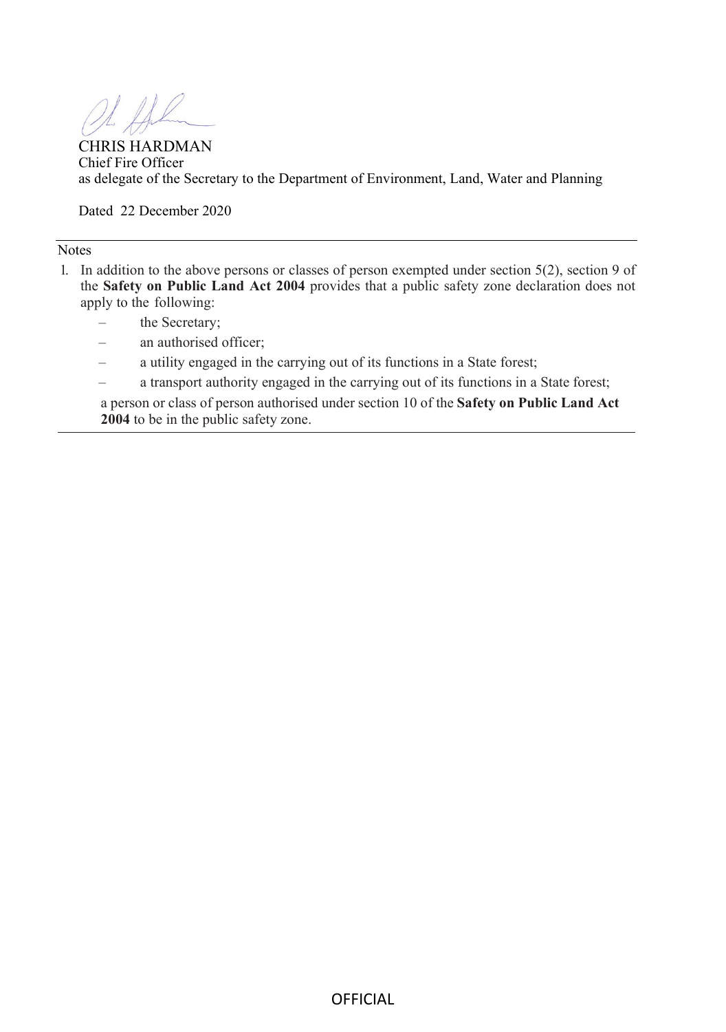CHRIS HARDMAN
Chief Fire Officer
as delegate of the Secretary to the Department of Environment, Land, Water and Planning

Dated 22 December 2020

---

Notes

1. In addition to the above persons or classes of person exempted under section 5(2), section 9 of the **Safety on Public Land Act 2004** provides that a public safety zone declaration does not apply to the following:
   - the Secretary;
   - an authorised officer;
   - a utility engaged in the carrying out of its functions in a State forest;
   - a transport authority engaged in the carrying out of its functions in a State forest;

   a person or class of person authorised under section 10 of the **Safety on Public Land Act 2004** to be in the public safety zone.

---

OFFICIAL